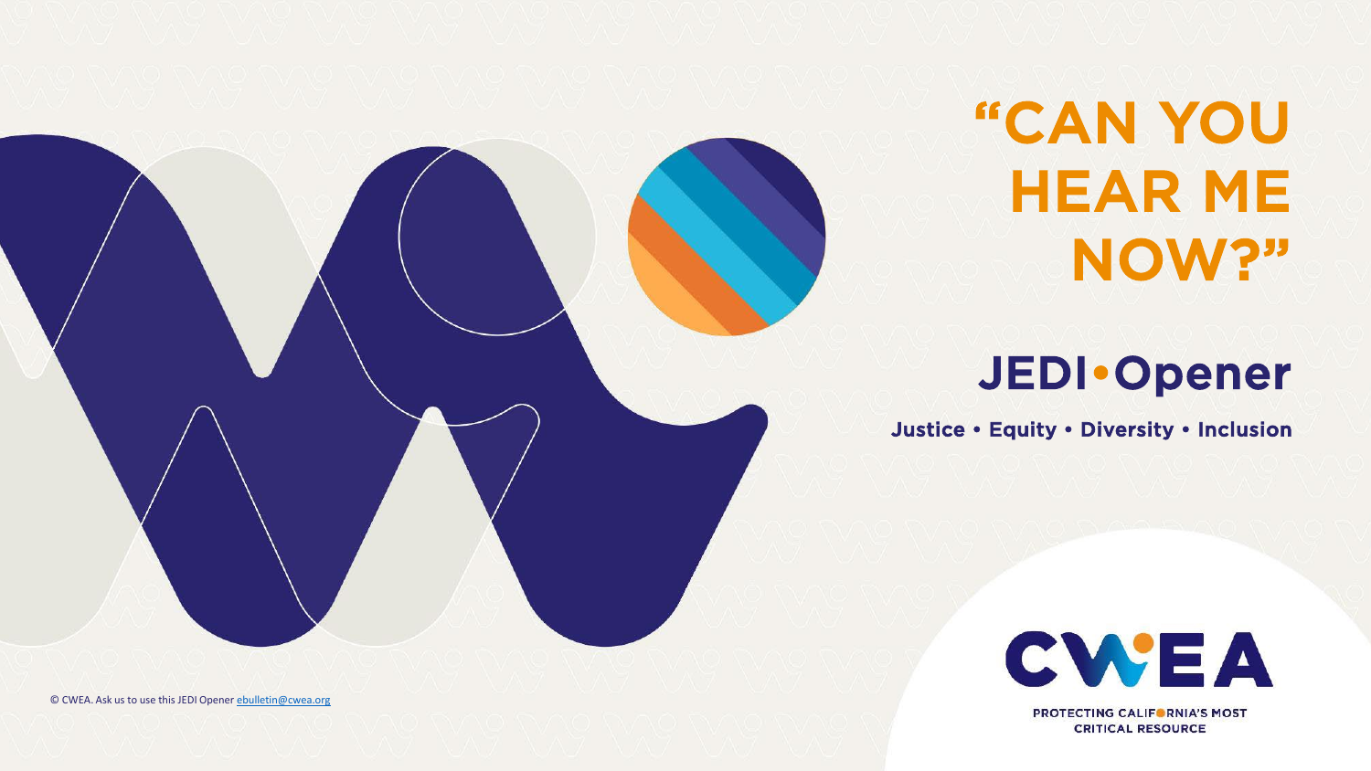# "CAN YOU HEAR ME NOW?"

## JEDI • Opener

**Justice • Equity • Diversity • Inclusion**

CWEA

PROTECTING CALIFORNIA'S MOST CRITICAL RESOURCE

© CWEA. Ask us to use this JEDI Opener ebulletin@cwea.org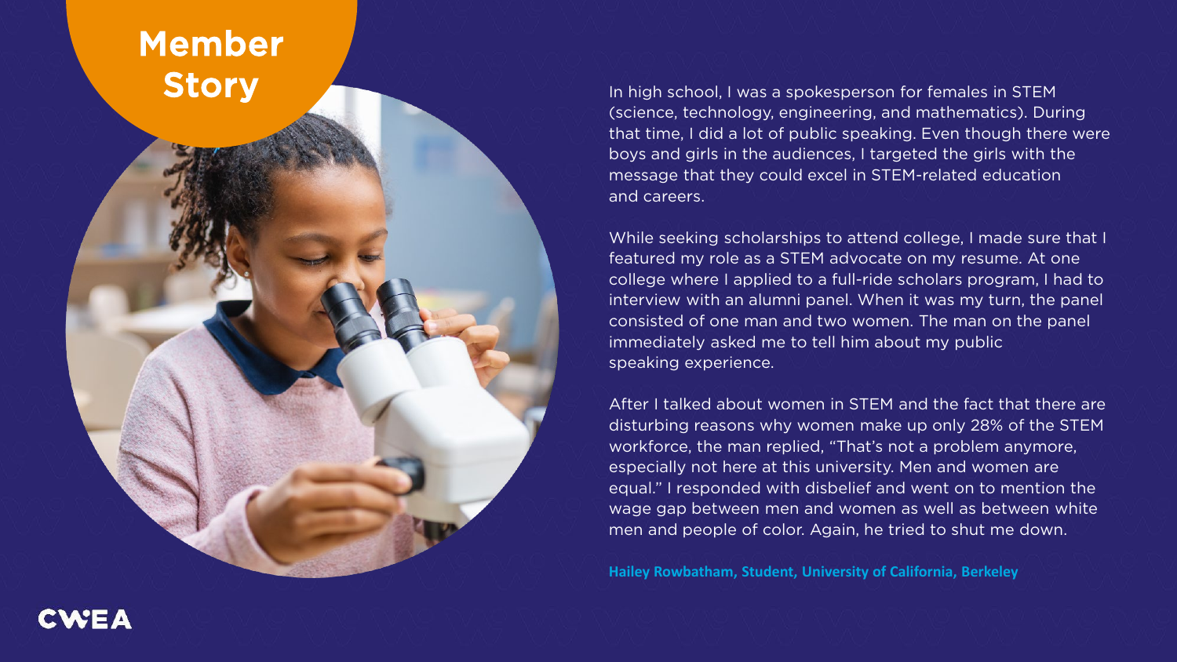# Member Story

In high school, I was a spokesperson for females in STEM (science, technology, engineering, and mathematics). During that time, I did a lot of public speaking. Even though there were boys and girls in the audiences, I targeted the girls with the message that they could excel in STEM-related education and careers.

While seeking scholarships to attend college, I made sure that I featured my role as a STEM advocate on my resume. At one college where I applied to a full-ride scholars program, I had to interview with an alumni panel. When it was my turn, the panel consisted of one man and two women. The man on the panel immediately asked me to tell him about my public speaking experience.

After I talked about women in STEM and the fact that there are disturbing reasons why women make up only 28% of the STEM workforce, the man replied, "That's not a problem anymore, especially not here at this university. Men and women are equal." I responded with disbelief and went on to mention the wage gap between men and women as well as between white men and people of color. Again, he tried to shut me down.

**Hailey Rowbatham, Student, University of California, Berkeley**

CWEA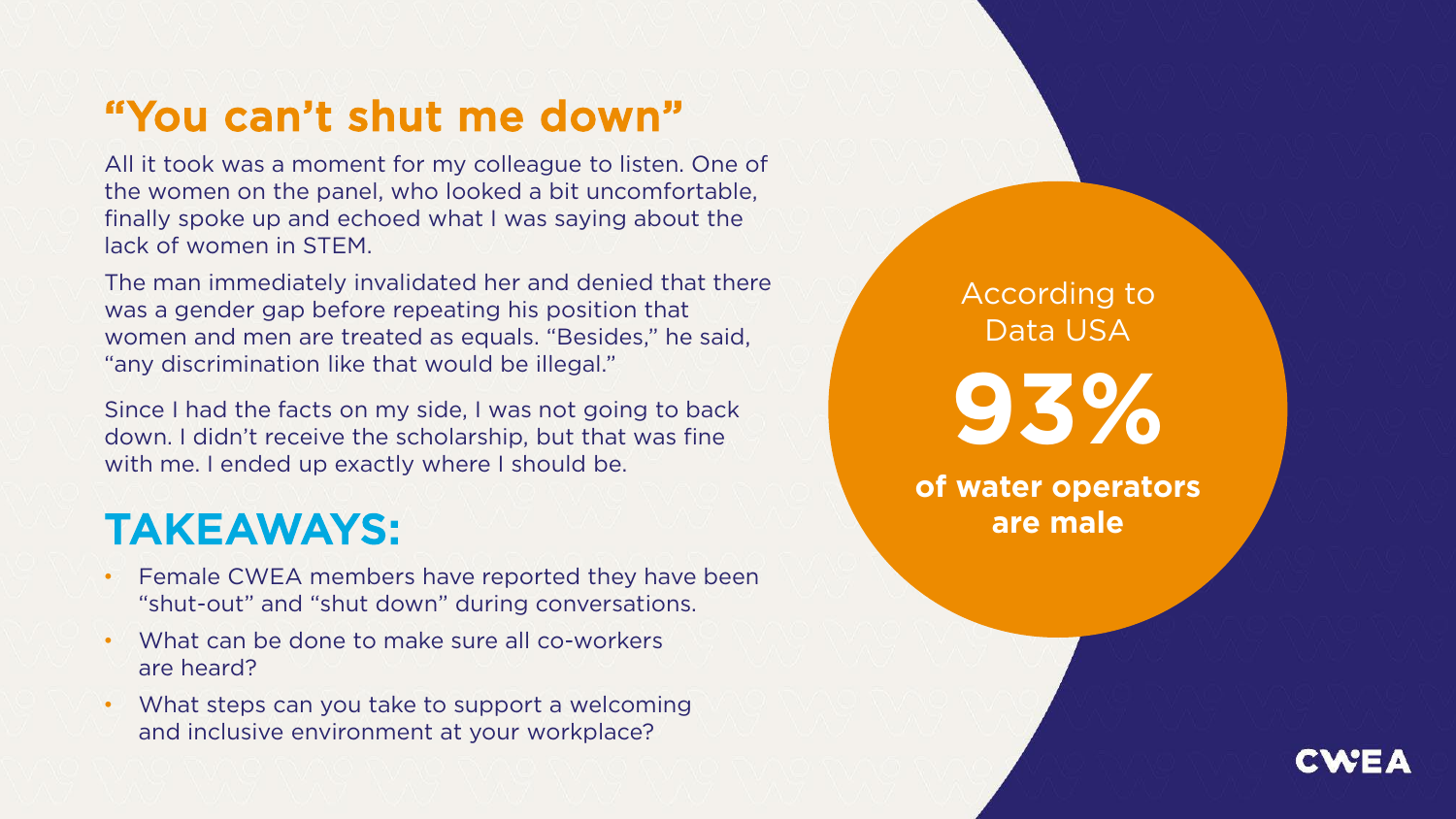## "You can't shut me down"

All it took was a moment for my colleague to listen. One of the women on the panel, who looked a bit uncomfortable, finally spoke up and echoed what I was saying about the lack of women in STEM.

The man immediately invalidated her and denied that there was a gender gap before repeating his position that women and men are treated as equals. "Besides," he said, "any discrimination like that would be illegal."

Since I had the facts on my side, I was not going to back down. I didn't receive the scholarship, but that was fine with me. I ended up exactly where I should be.

## TAKEAWAYS:

- Female CWEA members have reported they have been "shut-out" and "shut down" during conversations.
- What can be done to make sure all co-workers are heard?
- What steps can you take to support a welcoming and inclusive environment at your workplace?

According to Data USA

**93%**

**of water operators are male**

CWEA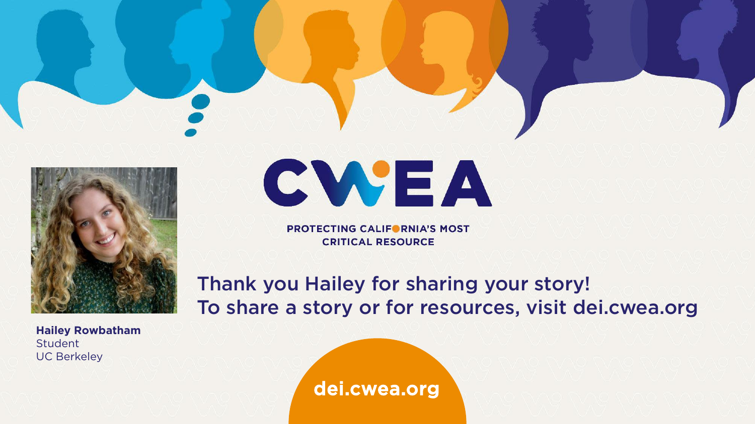**Hailey Rowbatham**
Student
UC Berkeley

CWEA

PROTECTING CALIFORNIA'S MOST CRITICAL RESOURCE

Thank you Hailey for sharing your story!
To share a story or for resources, visit dei.cwea.org

dei.cwea.org